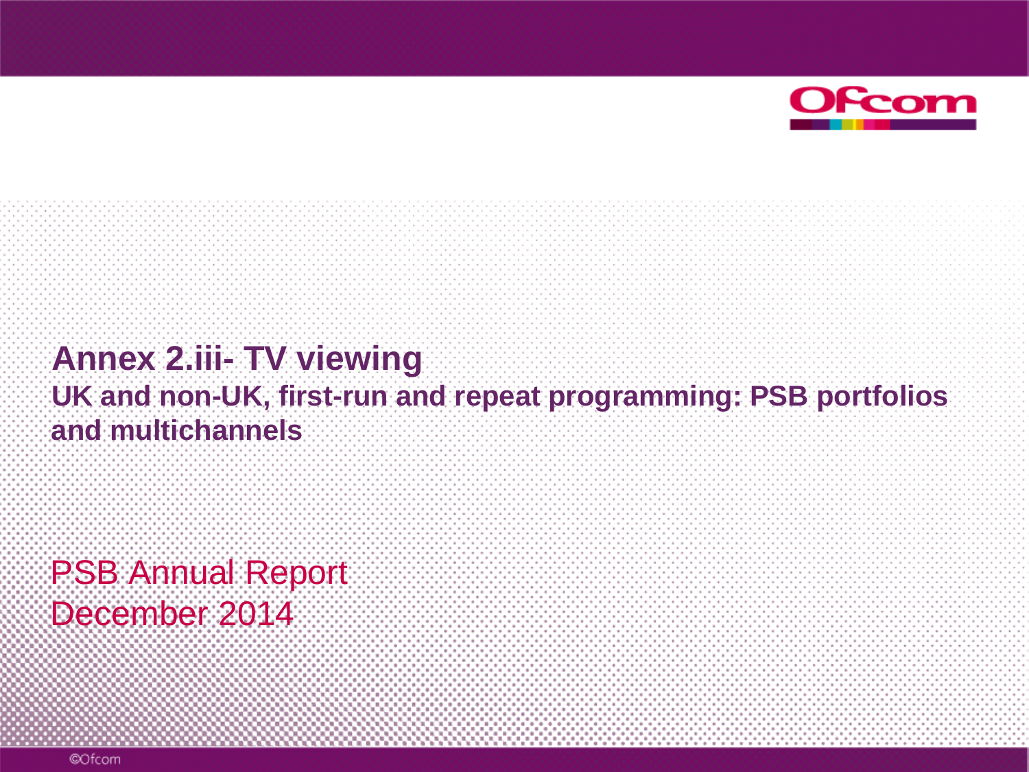# Annex 2.iii- TV viewing

## UK and non-UK, first-run and repeat programming: PSB portfolios and multichannels

PSB Annual Report
December 2014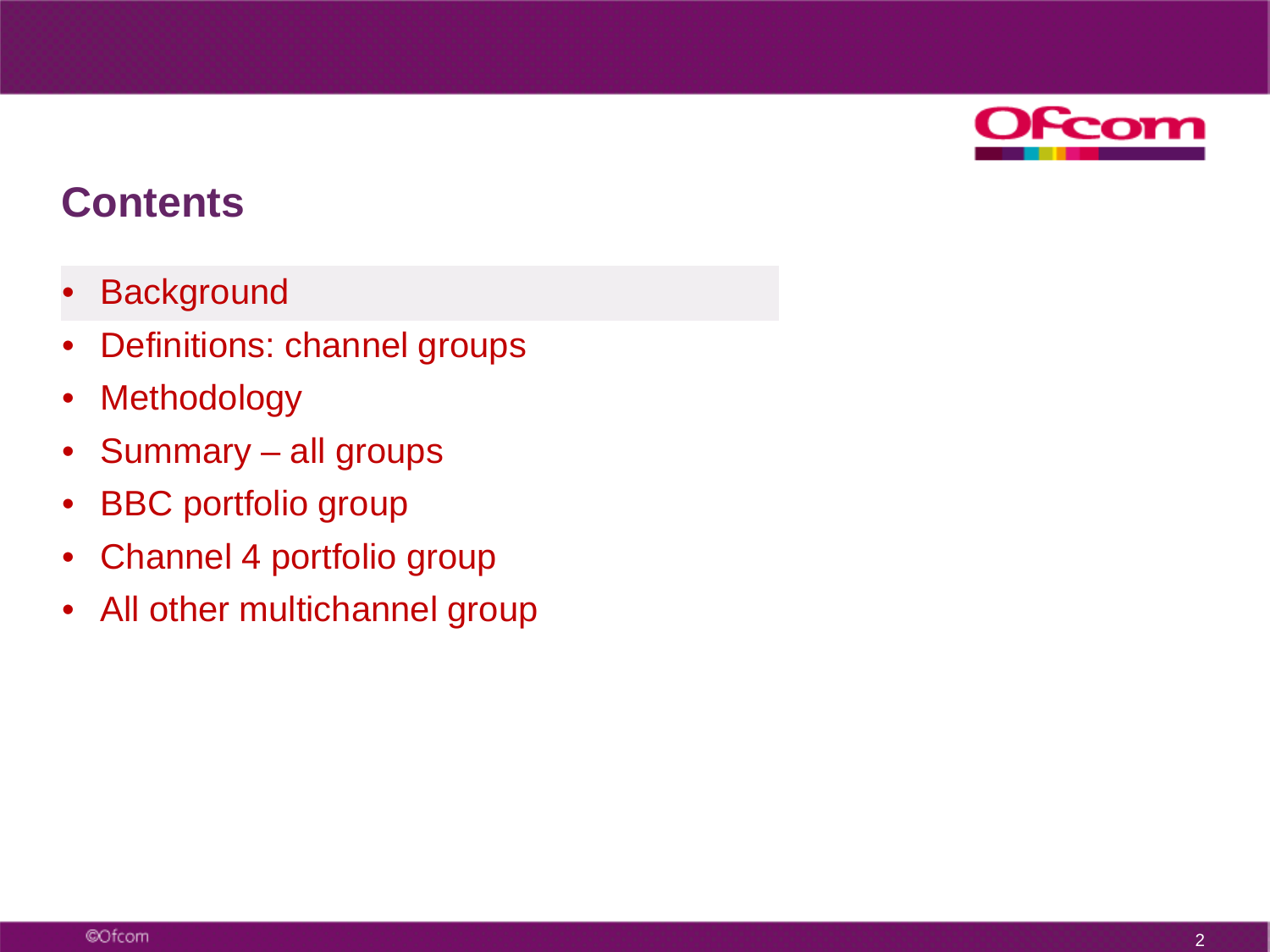# Contents

- Background
- Definitions: channel groups
- Methodology
- Summary – all groups
- BBC portfolio group
- Channel 4 portfolio group
- All other multichannel group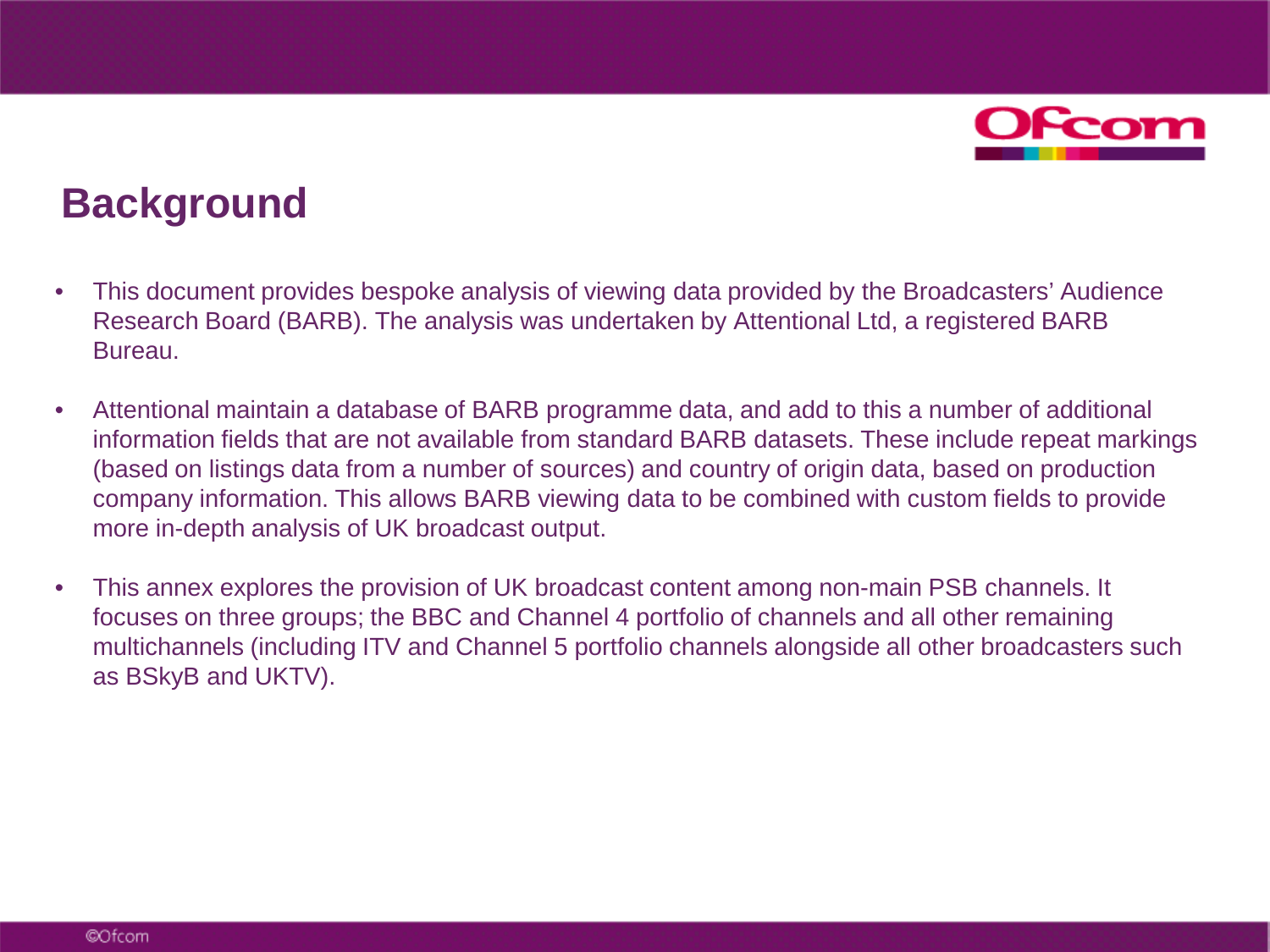# Background

- This document provides bespoke analysis of viewing data provided by the Broadcasters' Audience Research Board (BARB). The analysis was undertaken by Attentional Ltd, a registered BARB Bureau.
- Attentional maintain a database of BARB programme data, and add to this a number of additional information fields that are not available from standard BARB datasets. These include repeat markings (based on listings data from a number of sources) and country of origin data, based on production company information. This allows BARB viewing data to be combined with custom fields to provide more in-depth analysis of UK broadcast output.
- This annex explores the provision of UK broadcast content among non-main PSB channels. It focuses on three groups; the BBC and Channel 4 portfolio of channels and all other remaining multichannels (including ITV and Channel 5 portfolio channels alongside all other broadcasters such as BSkyB and UKTV).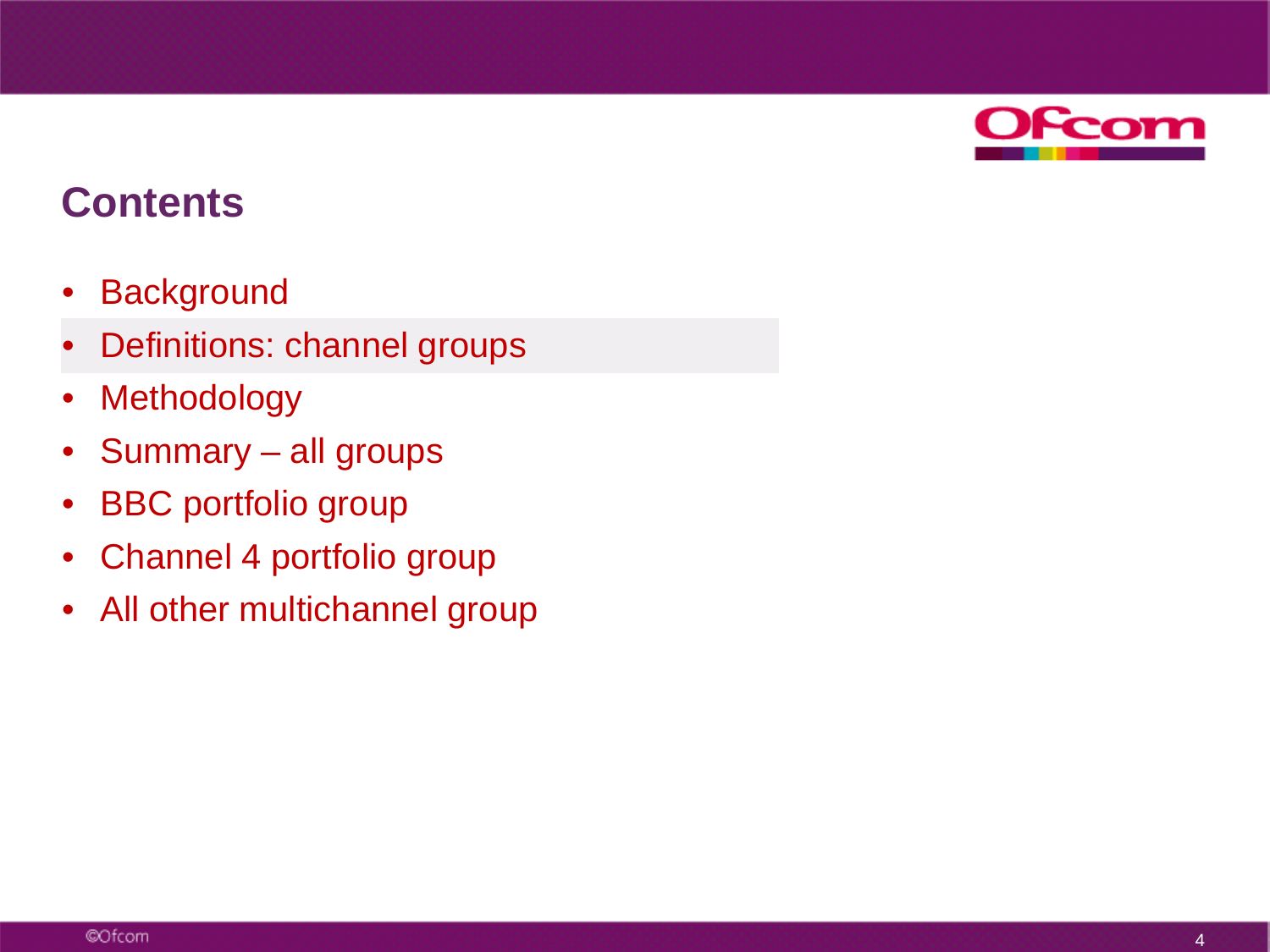## Contents

- Background
- Definitions: channel groups
- Methodology
- Summary – all groups
- BBC portfolio group
- Channel 4 portfolio group
- All other multichannel group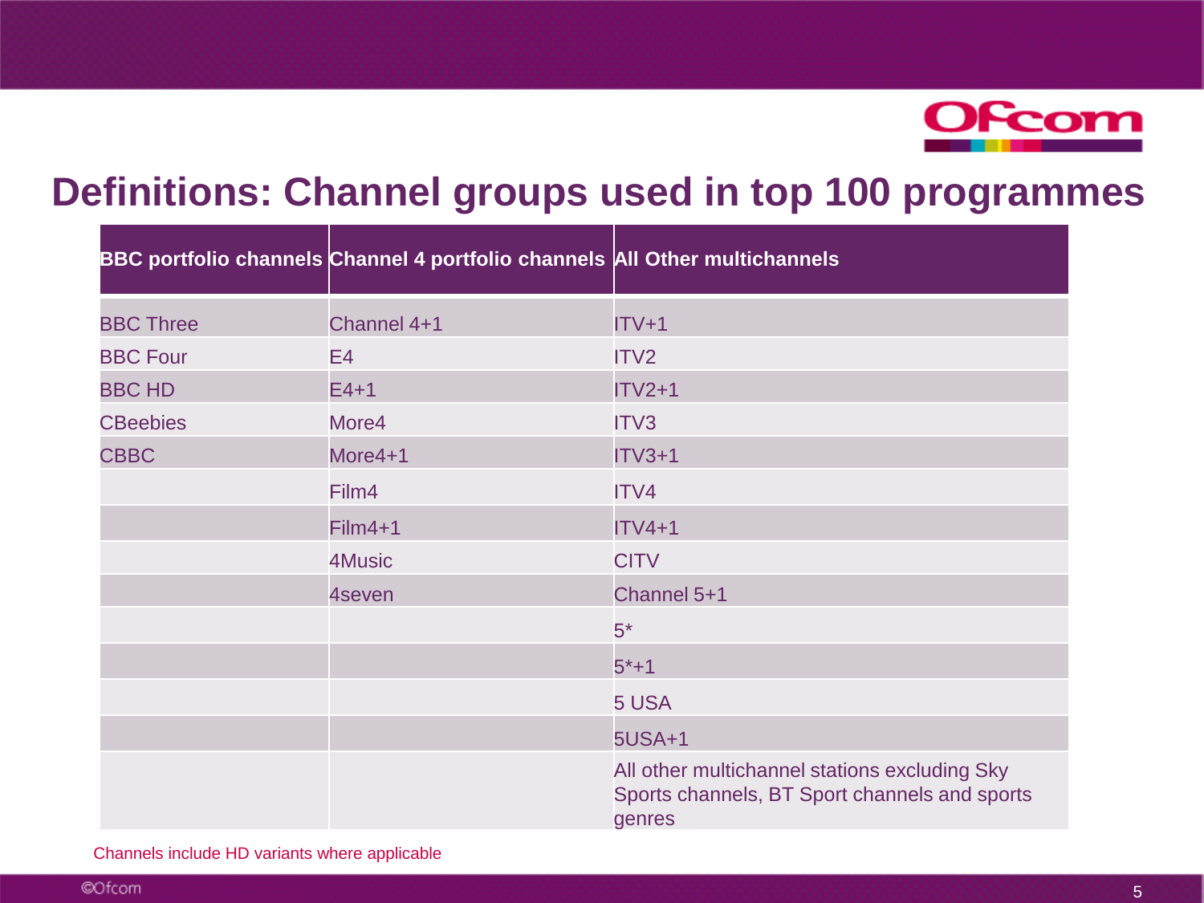# Definitions: Channel groups used in top 100 programmes

| BBC portfolio channels | Channel 4 portfolio channels | All Other multichannels |
|---|---|---|
| BBC Three | Channel 4+1 | ITV+1 |
| BBC Four | E4 | ITV2 |
| BBC HD | E4+1 | ITV2+1 |
| CBeebies | More4 | ITV3 |
| CBBC | More4+1 | ITV3+1 |
| | Film4 | ITV4 |
| | Film4+1 | ITV4+1 |
| | 4Music | CITV |
| | 4seven | Channel 5+1 |
| | | 5* |
| | | 5*+1 |
| | | 5 USA |
| | | 5USA+1 |
| | | All other multichannel stations excluding Sky Sports channels, BT Sport channels and sports genres |

Channels include HD variants where applicable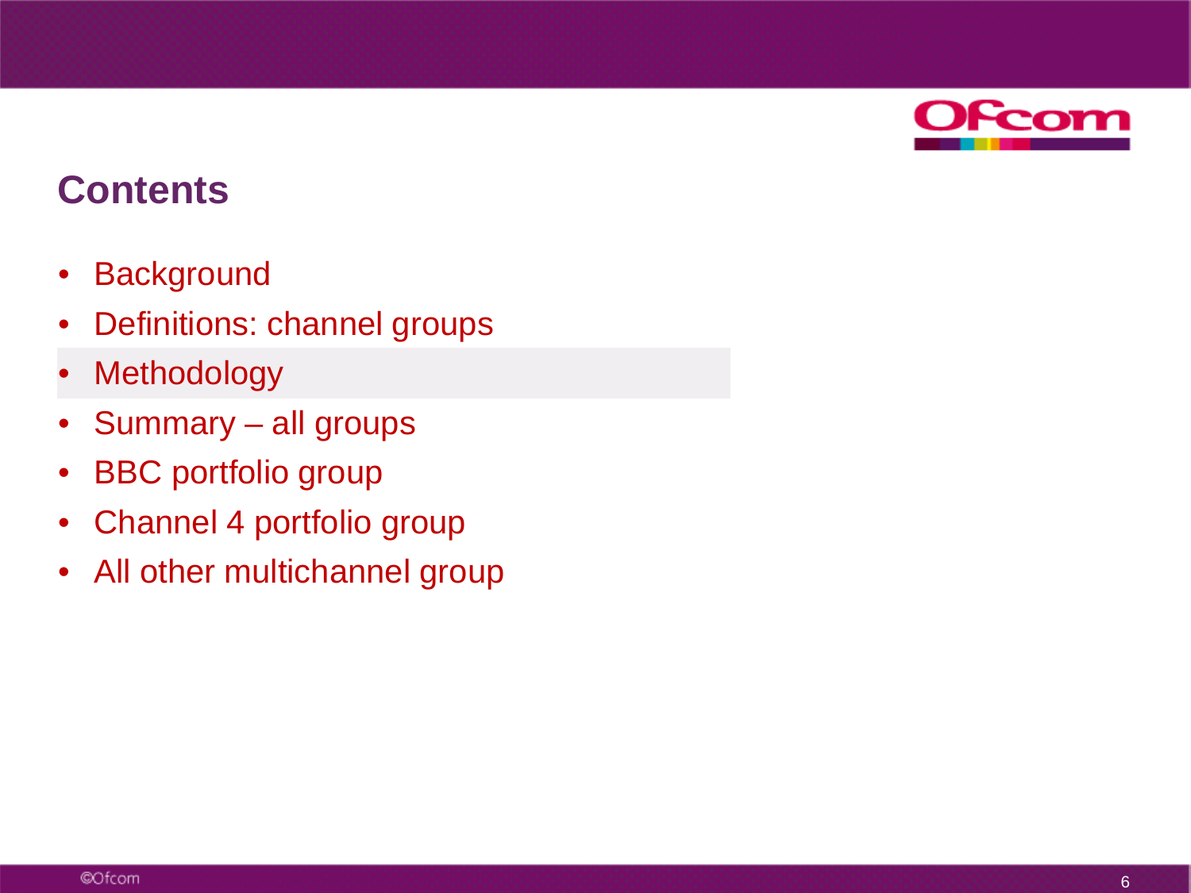## Contents

- Background
- Definitions: channel groups
- Methodology
- Summary – all groups
- BBC portfolio group
- Channel 4 portfolio group
- All other multichannel group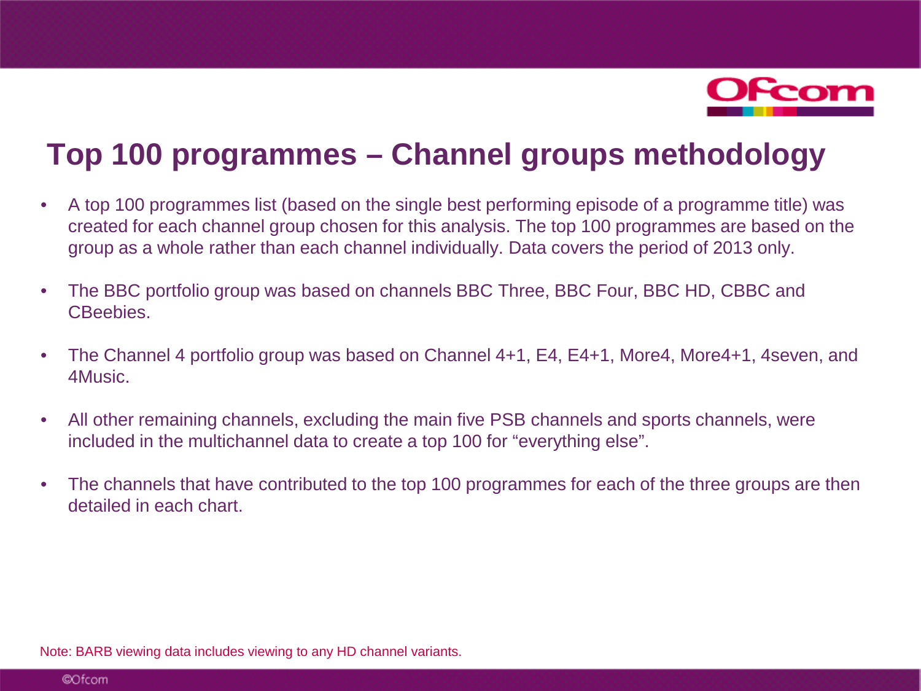# Top 100 programmes – Channel groups methodology

- A top 100 programmes list (based on the single best performing episode of a programme title) was created for each channel group chosen for this analysis. The top 100 programmes are based on the group as a whole rather than each channel individually. Data covers the period of 2013 only.
- The BBC portfolio group was based on channels BBC Three, BBC Four, BBC HD, CBBC and CBeebies.
- The Channel 4 portfolio group was based on Channel 4+1, E4, E4+1, More4, More4+1, 4seven, and 4Music.
- All other remaining channels, excluding the main five PSB channels and sports channels, were included in the multichannel data to create a top 100 for "everything else".
- The channels that have contributed to the top 100 programmes for each of the three groups are then detailed in each chart.

Note: BARB viewing data includes viewing to any HD channel variants.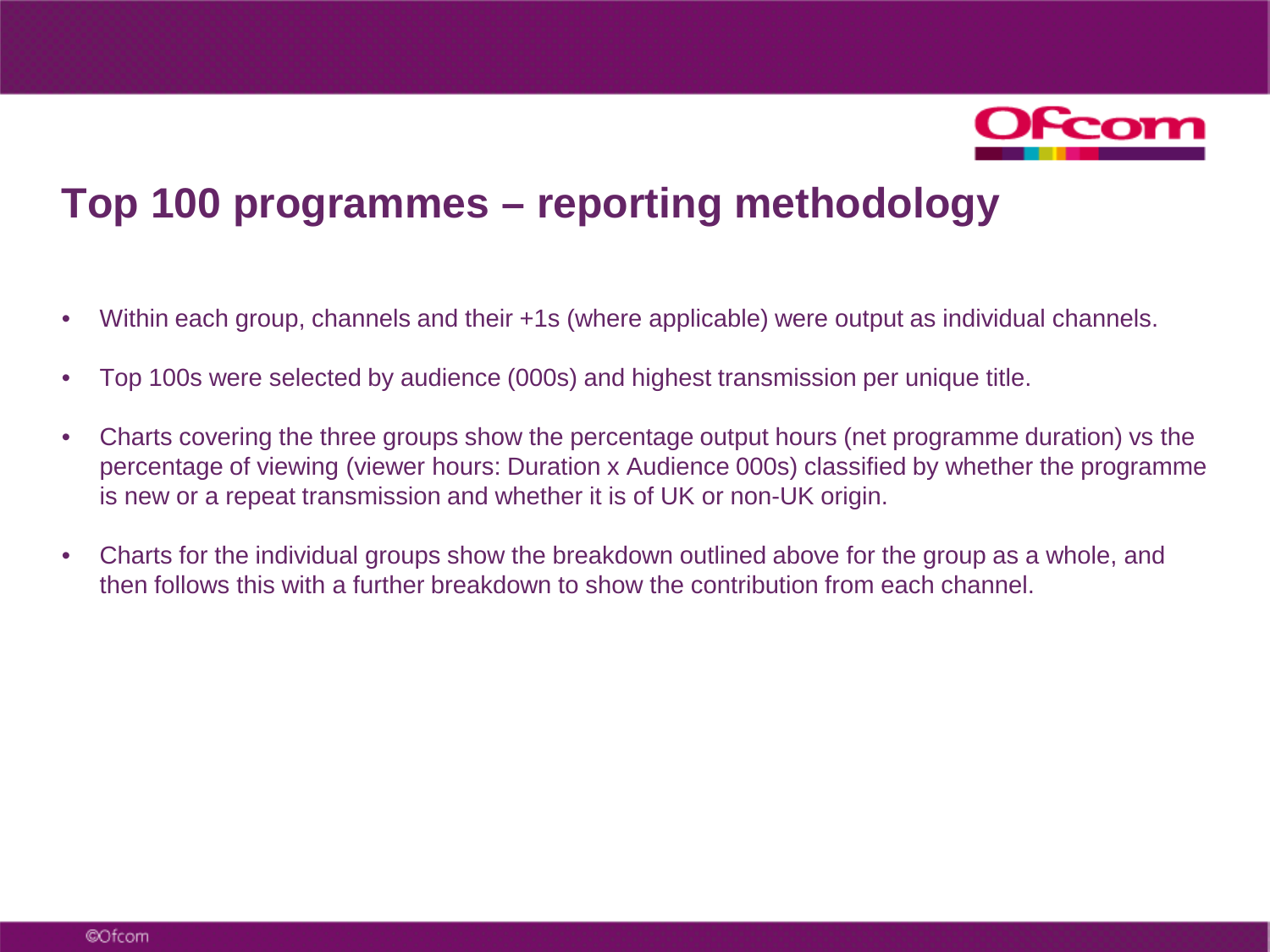# Top 100 programmes – reporting methodology

- Within each group, channels and their +1s (where applicable) were output as individual channels.
- Top 100s were selected by audience (000s) and highest transmission per unique title.
- Charts covering the three groups show the percentage output hours (net programme duration) vs the percentage of viewing (viewer hours: Duration x Audience 000s) classified by whether the programme is new or a repeat transmission and whether it is of UK or non-UK origin.
- Charts for the individual groups show the breakdown outlined above for the group as a whole, and then follows this with a further breakdown to show the contribution from each channel.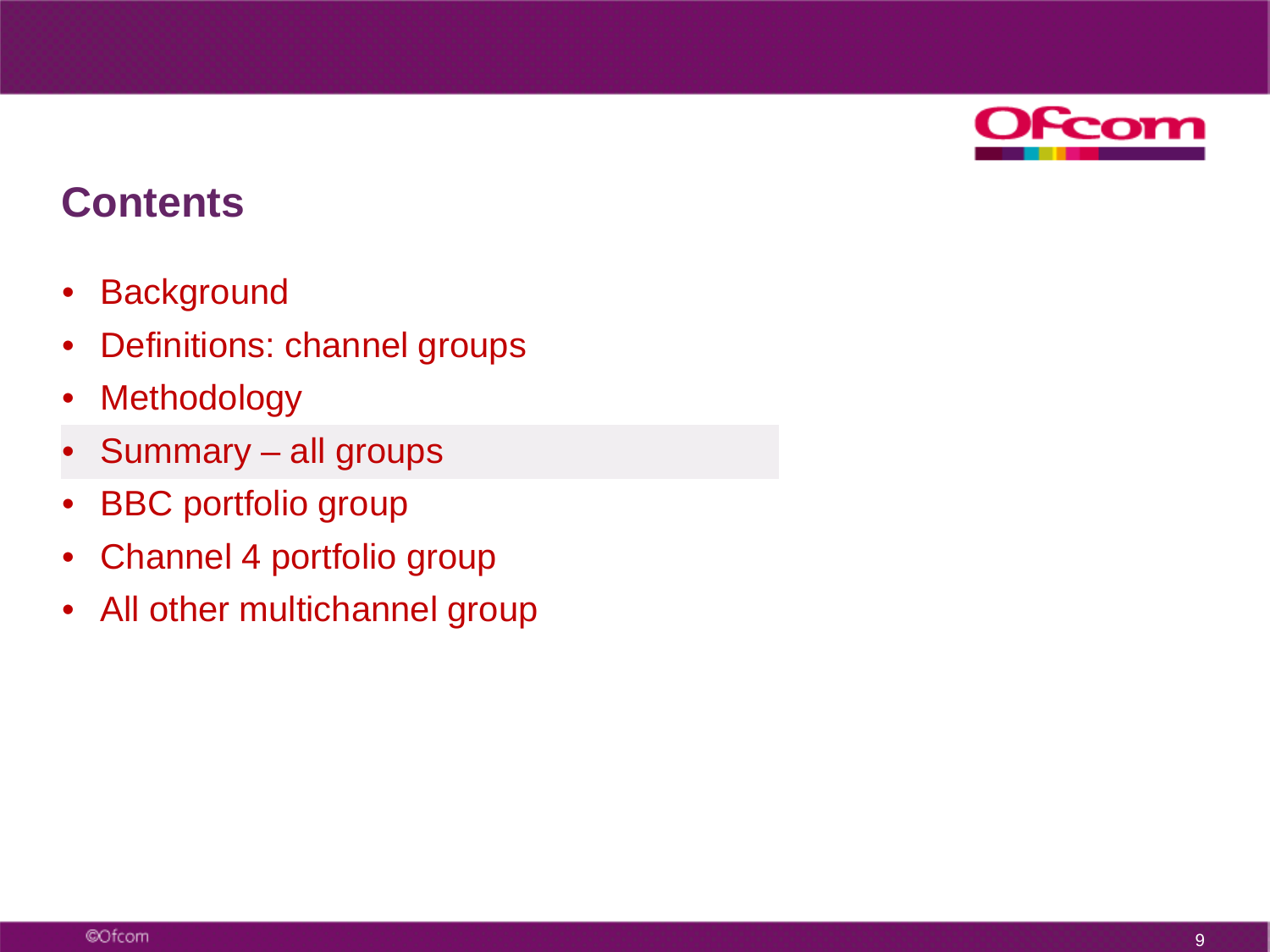## Contents

- Background
- Definitions: channel groups
- Methodology
- Summary – all groups
- BBC portfolio group
- Channel 4 portfolio group
- All other multichannel group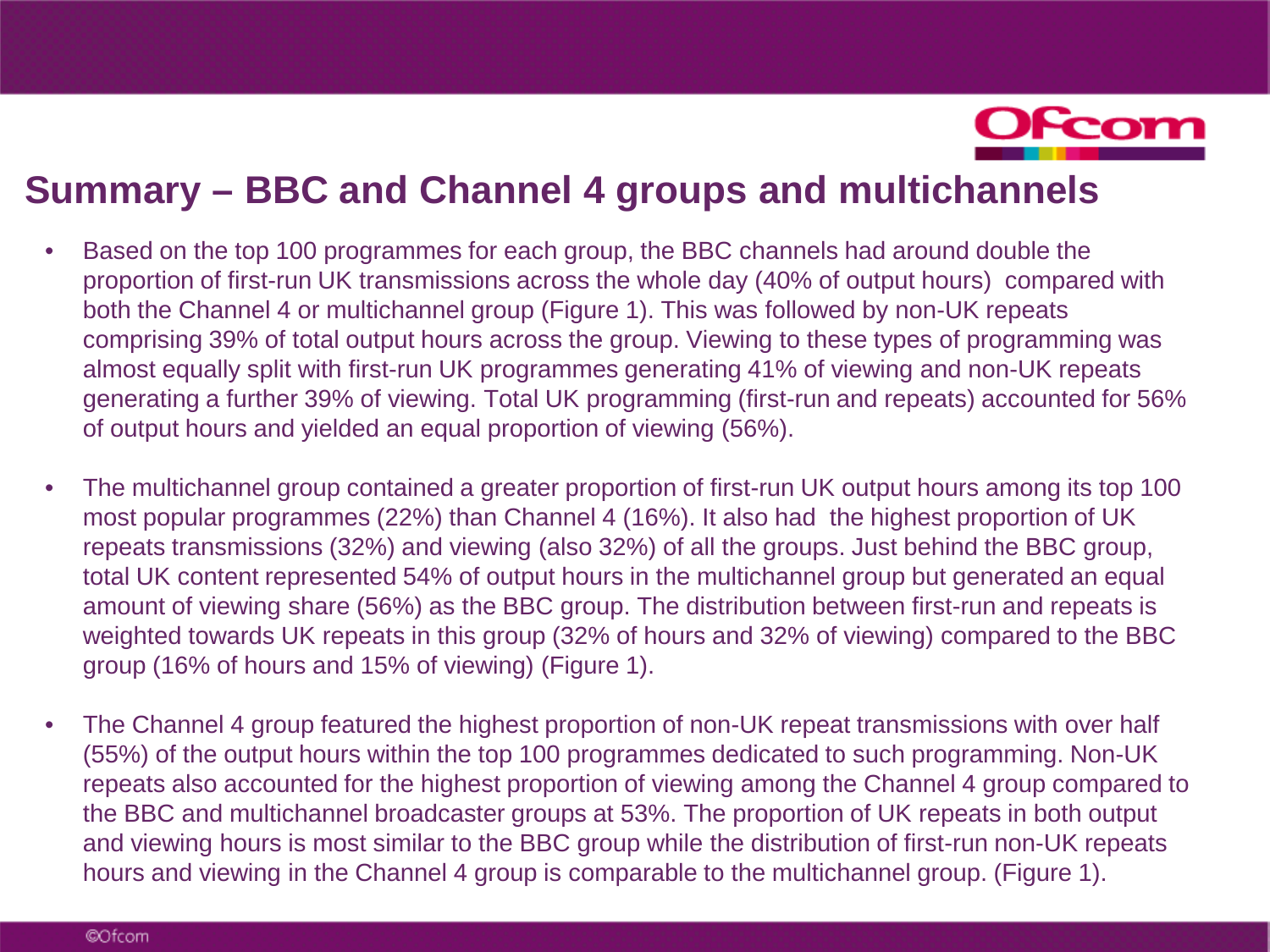# Summary – BBC and Channel 4 groups and multichannels

- Based on the top 100 programmes for each group, the BBC channels had around double the proportion of first-run UK transmissions across the whole day (40% of output hours) compared with both the Channel 4 or multichannel group (Figure 1). This was followed by non-UK repeats comprising 39% of total output hours across the group. Viewing to these types of programming was almost equally split with first-run UK programmes generating 41% of viewing and non-UK repeats generating a further 39% of viewing. Total UK programming (first-run and repeats) accounted for 56% of output hours and yielded an equal proportion of viewing (56%).

- The multichannel group contained a greater proportion of first-run UK output hours among its top 100 most popular programmes (22%) than Channel 4 (16%). It also had the highest proportion of UK repeats transmissions (32%) and viewing (also 32%) of all the groups. Just behind the BBC group, total UK content represented 54% of output hours in the multichannel group but generated an equal amount of viewing share (56%) as the BBC group. The distribution between first-run and repeats is weighted towards UK repeats in this group (32% of hours and 32% of viewing) compared to the BBC group (16% of hours and 15% of viewing) (Figure 1).

- The Channel 4 group featured the highest proportion of non-UK repeat transmissions with over half (55%) of the output hours within the top 100 programmes dedicated to such programming. Non-UK repeats also accounted for the highest proportion of viewing among the Channel 4 group compared to the BBC and multichannel broadcaster groups at 53%. The proportion of UK repeats in both output and viewing hours is most similar to the BBC group while the distribution of first-run non-UK repeats hours and viewing in the Channel 4 group is comparable to the multichannel group. (Figure 1).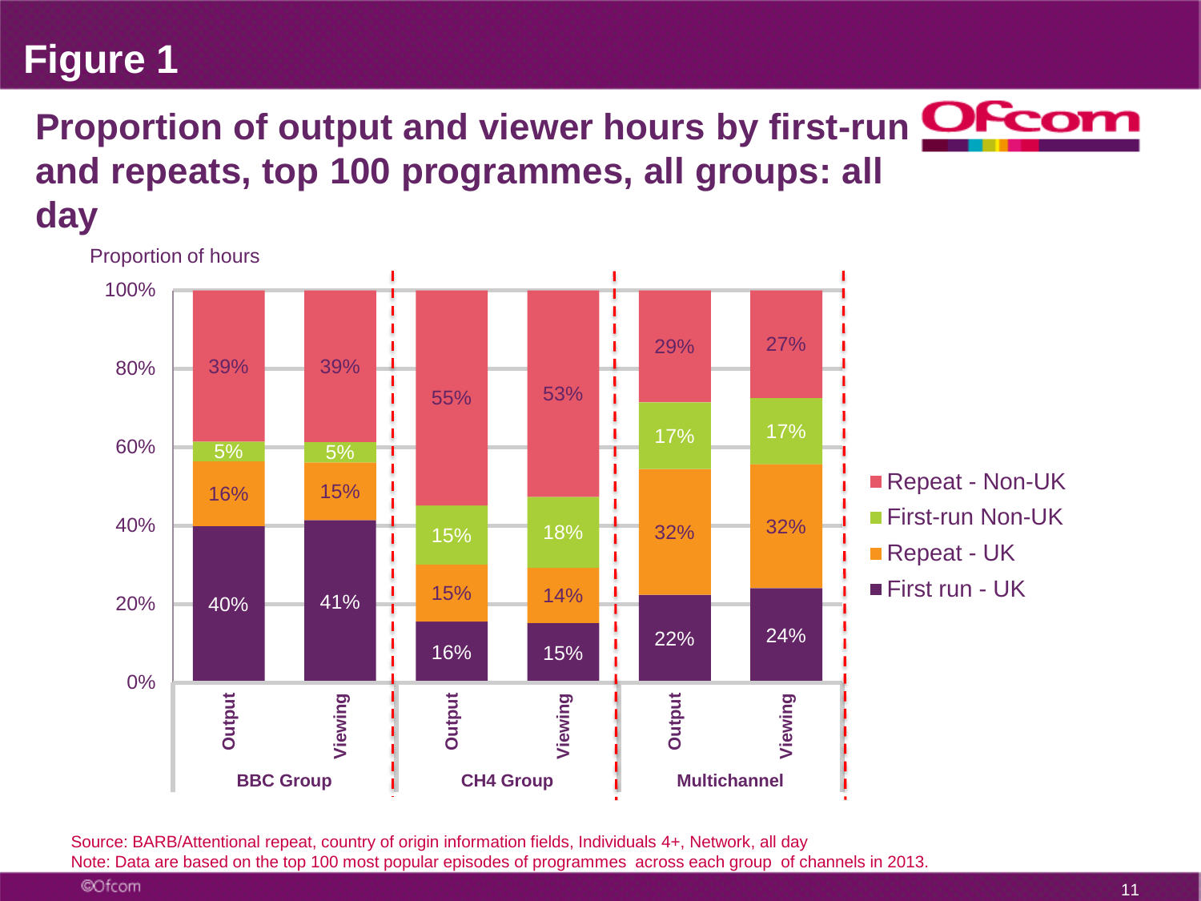# Figure 1

## Proportion of output and viewer hours by first-run and repeats, top 100 programmes, all groups: all day

Proportion of hours

| | BBC Group Output | BBC Group Viewing | CH4 Group Output | CH4 Group Viewing | Multichannel Output | Multichannel Viewing |
|---|---|---|---|---|---|---|
| Repeat - Non-UK | 39% | 39% | 55% | 53% | 29% | 27% |
| First-run Non-UK | 5% | 5% | 15% | 18% | 17% | 17% |
| Repeat - UK | 16% | 15% | 15% | 14% | 32% | 32% |
| First run - UK | 40% | 41% | 16% | 15% | 22% | 24% |

Source: BARB/Attentional repeat, country of origin information fields, Individuals 4+, Network, all day

Note: Data are based on the top 100 most popular episodes of programmes across each group of channels in 2013.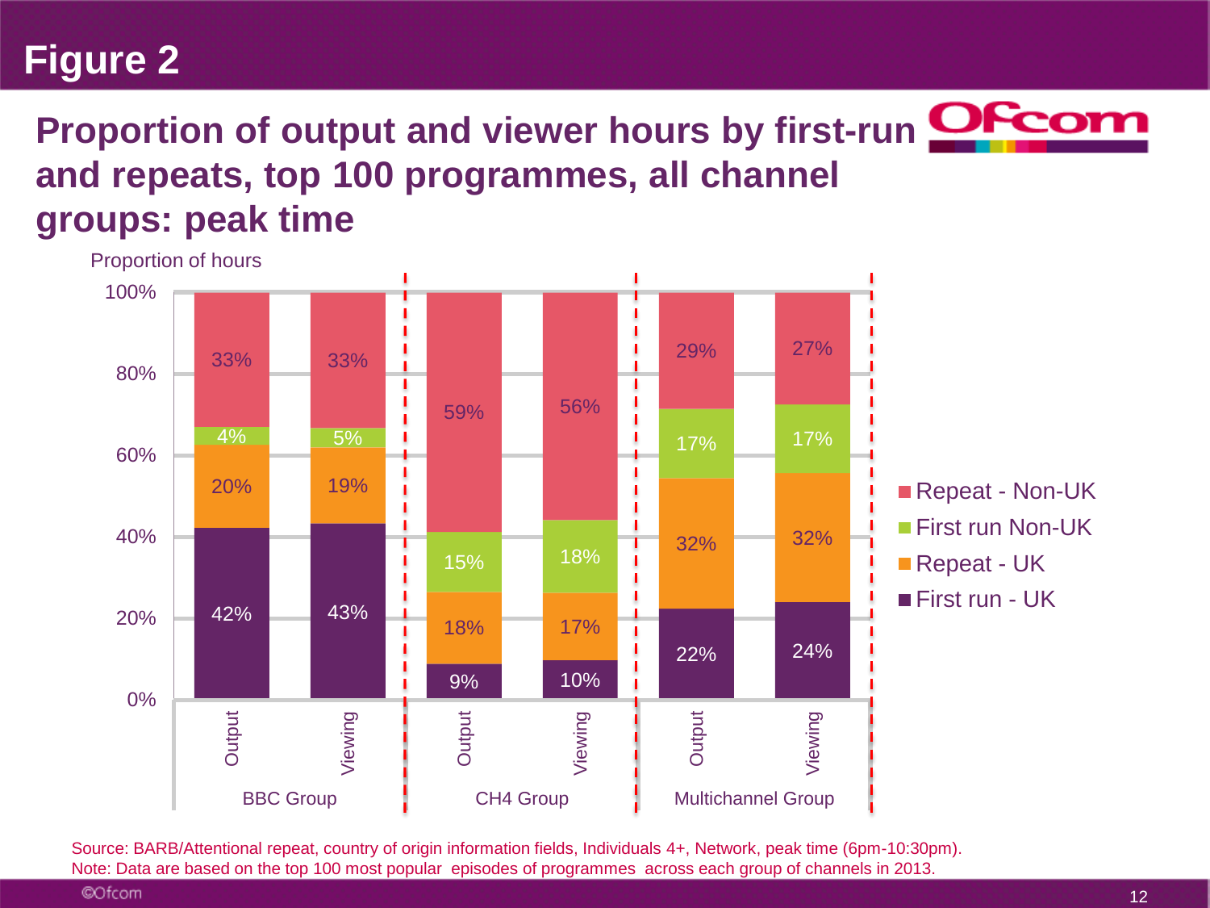# Figure 2

## Proportion of output and viewer hours by first-run and repeats, top 100 programmes, all channel groups: peak time

Proportion of hours

| Group | Measure | First run - UK | Repeat - UK | First run Non-UK | Repeat - Non-UK |
|---|---|---|---|---|---|
| BBC Group | Output | 42% | 20% | 4% | 33% |
| BBC Group | Viewing | 43% | 19% | 5% | 33% |
| CH4 Group | Output | 9% | 18% | 15% | 59% |
| CH4 Group | Viewing | 10% | 17% | 18% | 56% |
| Multichannel Group | Output | 22% | 32% | 17% | 29% |
| Multichannel Group | Viewing | 24% | 32% | 17% | 27% |

Source: BARB/Attentional repeat, country of origin information fields, Individuals 4+, Network, peak time (6pm-10:30pm).
Note: Data are based on the top 100 most popular episodes of programmes across each group of channels in 2013.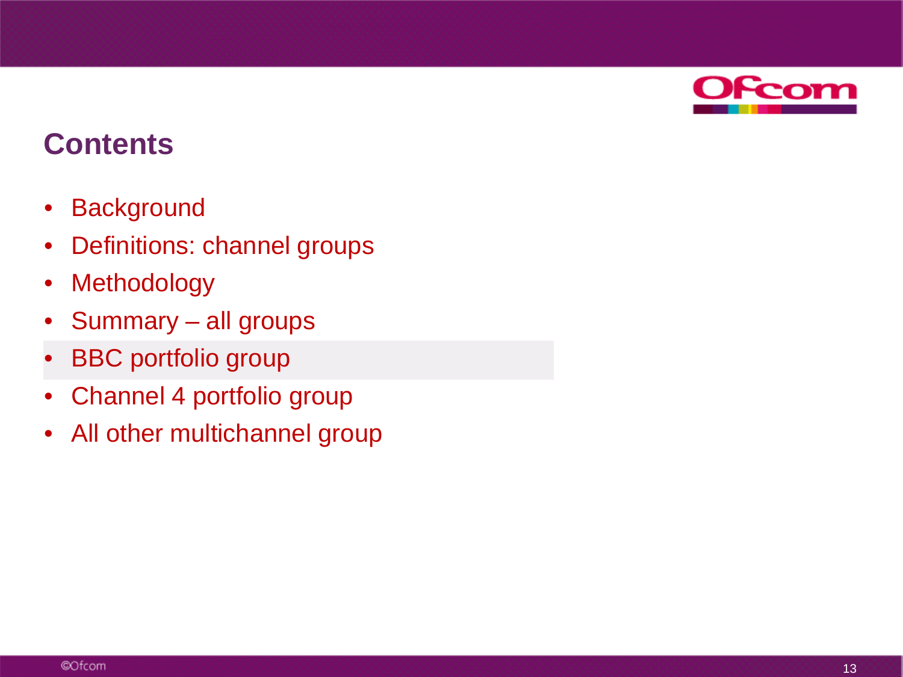## Contents

- Background
- Definitions: channel groups
- Methodology
- Summary – all groups
- BBC portfolio group
- Channel 4 portfolio group
- All other multichannel group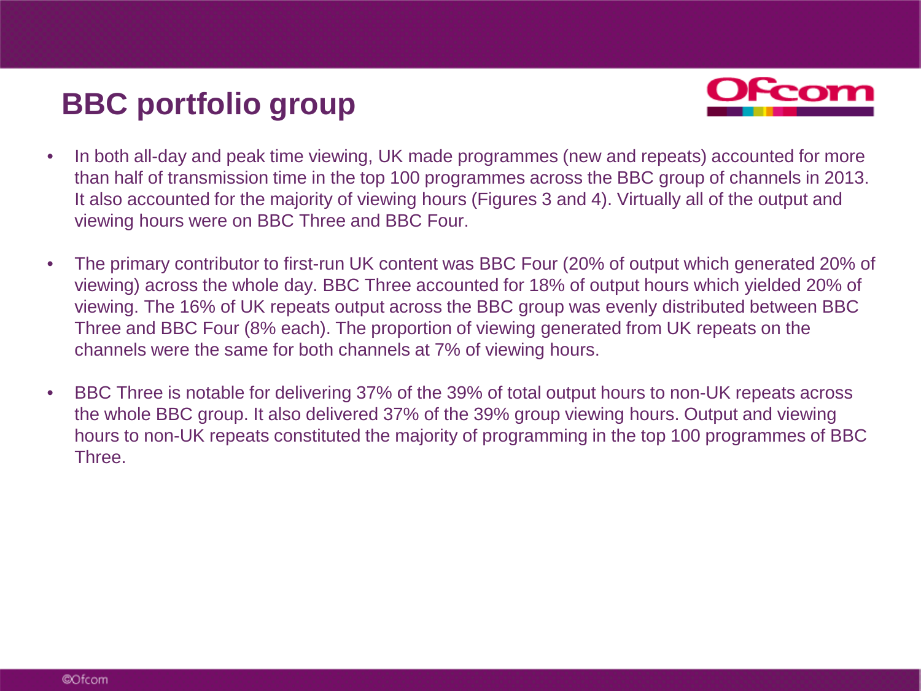# BBC portfolio group

- In both all-day and peak time viewing, UK made programmes (new and repeats) accounted for more than half of transmission time in the top 100 programmes across the BBC group of channels in 2013. It also accounted for the majority of viewing hours (Figures 3 and 4). Virtually all of the output and viewing hours were on BBC Three and BBC Four.
- The primary contributor to first-run UK content was BBC Four (20% of output which generated 20% of viewing) across the whole day. BBC Three accounted for 18% of output hours which yielded 20% of viewing. The 16% of UK repeats output across the BBC group was evenly distributed between BBC Three and BBC Four (8% each). The proportion of viewing generated from UK repeats on the channels were the same for both channels at 7% of viewing hours.
- BBC Three is notable for delivering 37% of the 39% of total output hours to non-UK repeats across the whole BBC group. It also delivered 37% of the 39% group viewing hours. Output and viewing hours to non-UK repeats constituted the majority of programming in the top 100 programmes of BBC Three.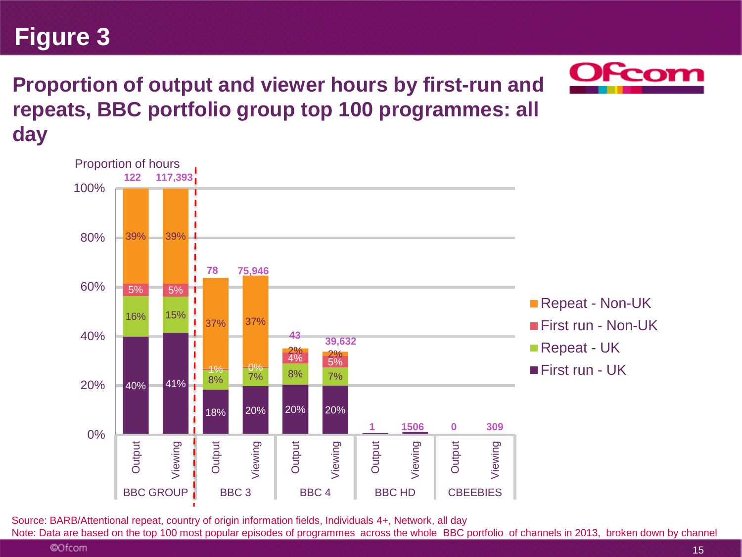# Figure 3

## Proportion of output and viewer hours by first-run and repeats, BBC portfolio group top 100 programmes: all day

Proportion of hours

| Channel | Measure | Total | First run - UK | Repeat - UK | First run - Non-UK | Repeat - Non-UK |
|---|---|---|---|---|---|---|
| BBC GROUP | Output | 122 | 40% | 16% | 5% | 39% |
| BBC GROUP | Viewing | 117,393 | 41% | 15% | 5% | 39% |
| BBC 3 | Output | 78 | 18% | 8% | 1% | 37% |
| BBC 3 | Viewing | 75,946 | 20% | 7% | 0% | 37% |
| BBC 4 | Output | 43 | 20% | 8% | 4% | 2% |
| BBC 4 | Viewing | 39,632 | 20% | 7% | 5% | 2% |
| BBC HD | Output | 1 | | | | |
| BBC HD | Viewing | 1506 | | | | |
| CBEEBIES | Output | 0 | | | | |
| CBEEBIES | Viewing | 309 | | | | |

Source: BARB/Attentional repeat, country of origin information fields, Individuals 4+, Network, all day

Note: Data are based on the top 100 most popular episodes of programmes across the whole BBC portfolio of channels in 2013, broken down by channel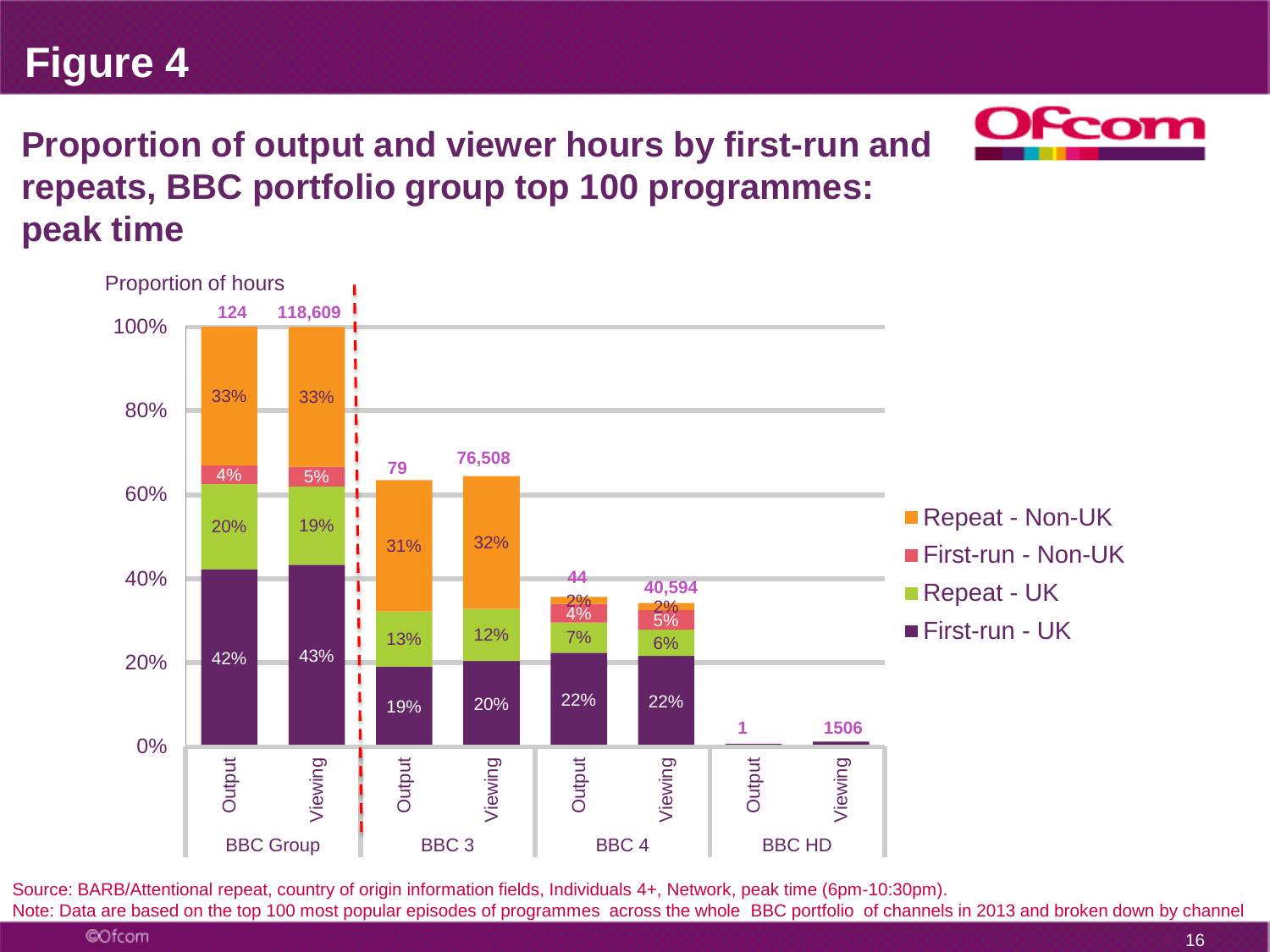# Figure 4

## Proportion of output and viewer hours by first-run and repeats, BBC portfolio group top 100 programmes: peak time

Proportion of hours

| | BBC Group Output | BBC Group Viewing | BBC 3 Output | BBC 3 Viewing | BBC 4 Output | BBC 4 Viewing | BBC HD Output | BBC HD Viewing |
|---|---|---|---|---|---|---|---|---|
| Total | 124 | 118,609 | 79 | 76,508 | 44 | 40,594 | 1 | 1506 |
| Repeat - Non-UK | 33% | 33% | 31% | 32% | 2% | 2% | | |
| First-run - Non-UK | 4% | 5% | | | 4% | 5% | | |
| Repeat - UK | 20% | 19% | 13% | 12% | 7% | 6% | | |
| First-run - UK | 42% | 43% | 19% | 20% | 22% | 22% | | |

Source: BARB/Attentional repeat, country of origin information fields, Individuals 4+, Network, peak time (6pm-10:30pm).
Note: Data are based on the top 100 most popular episodes of programmes across the whole BBC portfolio of channels in 2013 and broken down by channel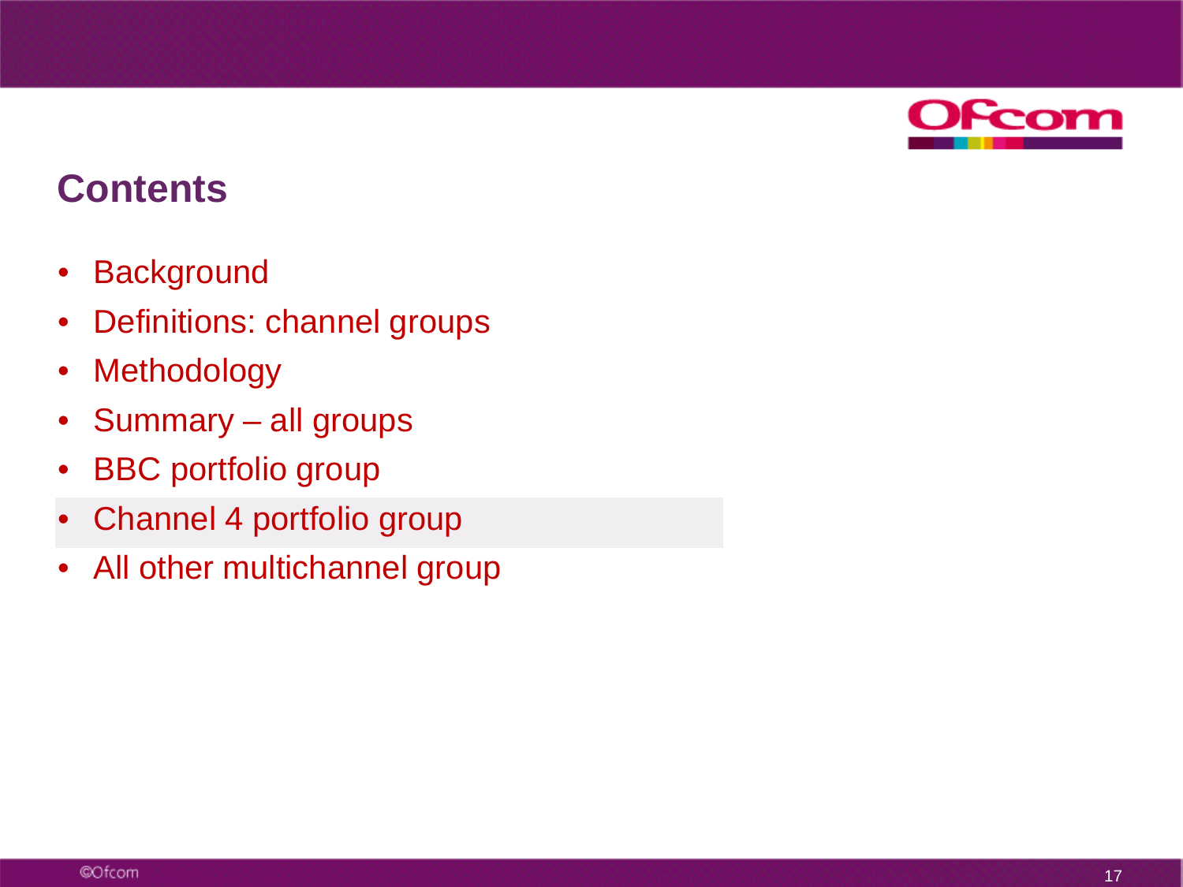## Contents

- Background
- Definitions: channel groups
- Methodology
- Summary – all groups
- BBC portfolio group
- Channel 4 portfolio group
- All other multichannel group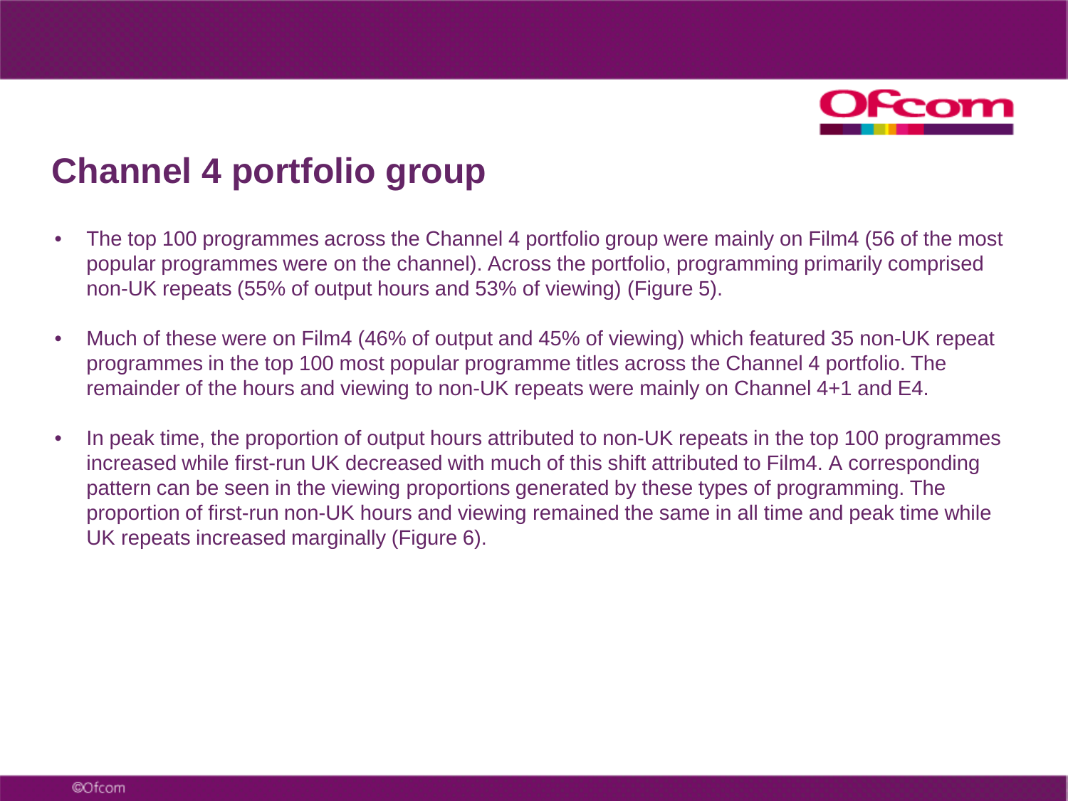# Channel 4 portfolio group

- The top 100 programmes across the Channel 4 portfolio group were mainly on Film4 (56 of the most popular programmes were on the channel). Across the portfolio, programming primarily comprised non-UK repeats (55% of output hours and 53% of viewing) (Figure 5).
- Much of these were on Film4 (46% of output and 45% of viewing) which featured 35 non-UK repeat programmes in the top 100 most popular programme titles across the Channel 4 portfolio. The remainder of the hours and viewing to non-UK repeats were mainly on Channel 4+1 and E4.
- In peak time, the proportion of output hours attributed to non-UK repeats in the top 100 programmes increased while first-run UK decreased with much of this shift attributed to Film4. A corresponding pattern can be seen in the viewing proportions generated by these types of programming. The proportion of first-run non-UK hours and viewing remained the same in all time and peak time while UK repeats increased marginally (Figure 6).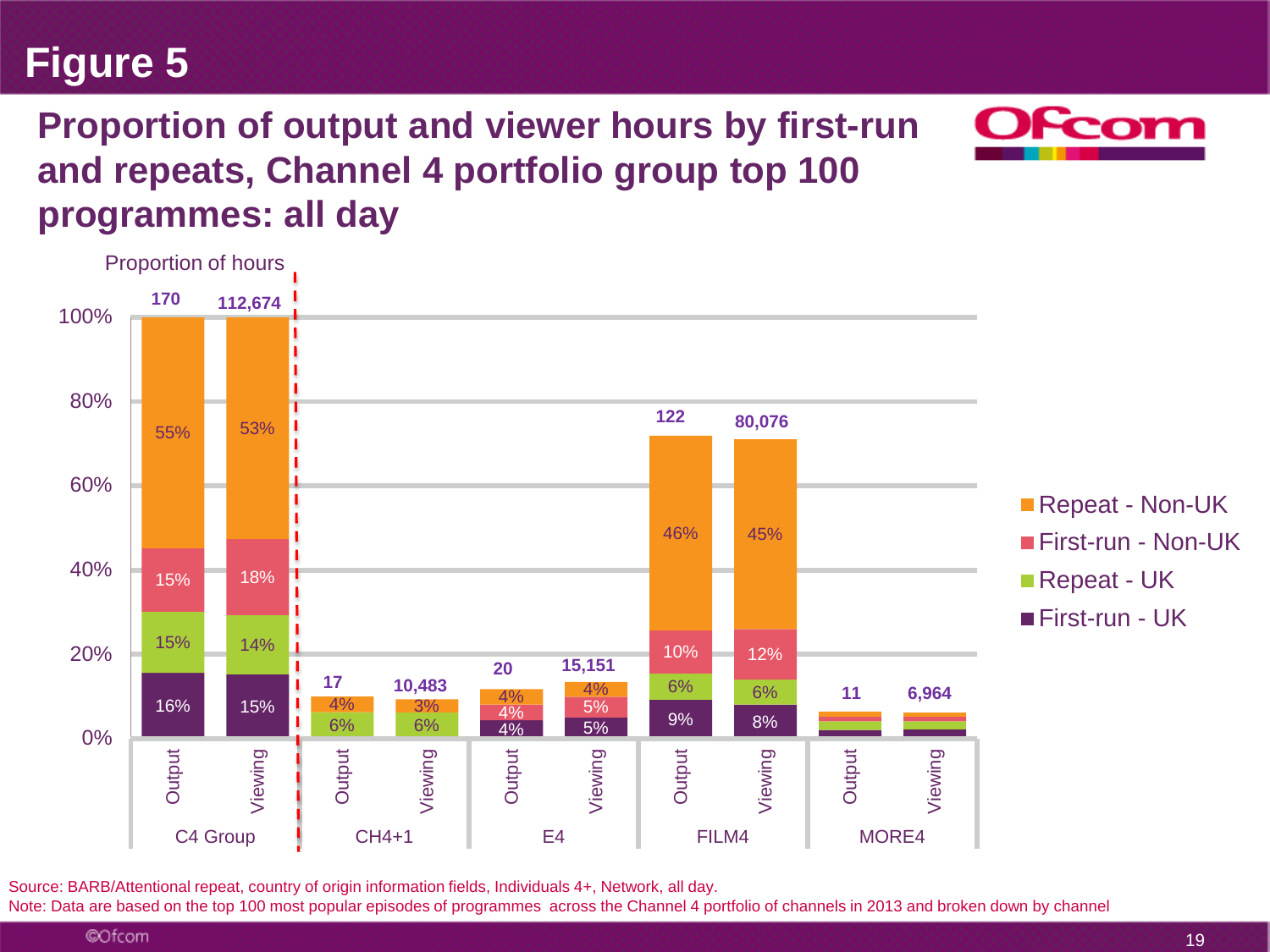# Figure 5

## Proportion of output and viewer hours by first-run and repeats, Channel 4 portfolio group top 100 programmes: all day

Proportion of hours

| | C4 Group Output | C4 Group Viewing | CH4+1 Output | CH4+1 Viewing | E4 Output | E4 Viewing | FILM4 Output | FILM4 Viewing | MORE4 Output | MORE4 Viewing |
|---|---|---|---|---|---|---|---|---|---|---|
| Total | 170 | 112,674 | 17 | 10,483 | 20 | 15,151 | 122 | 80,076 | 11 | 6,964 |
| Repeat - Non-UK | 55% | 53% | 4% | 3% | 4% | 4% | 46% | 45% | | |
| First-run - Non-UK | 15% | 18% | | | 4% | 5% | 10% | 12% | | |
| Repeat - UK | 15% | 14% | 6% | 6% | | | 6% | 6% | | |
| First-run - UK | 16% | 15% | | | 4% | 5% | 9% | 8% | | |

Source: BARB/Attentional repeat, country of origin information fields, Individuals 4+, Network, all day.
Note: Data are based on the top 100 most popular episodes of programmes across the Channel 4 portfolio of channels in 2013 and broken down by channel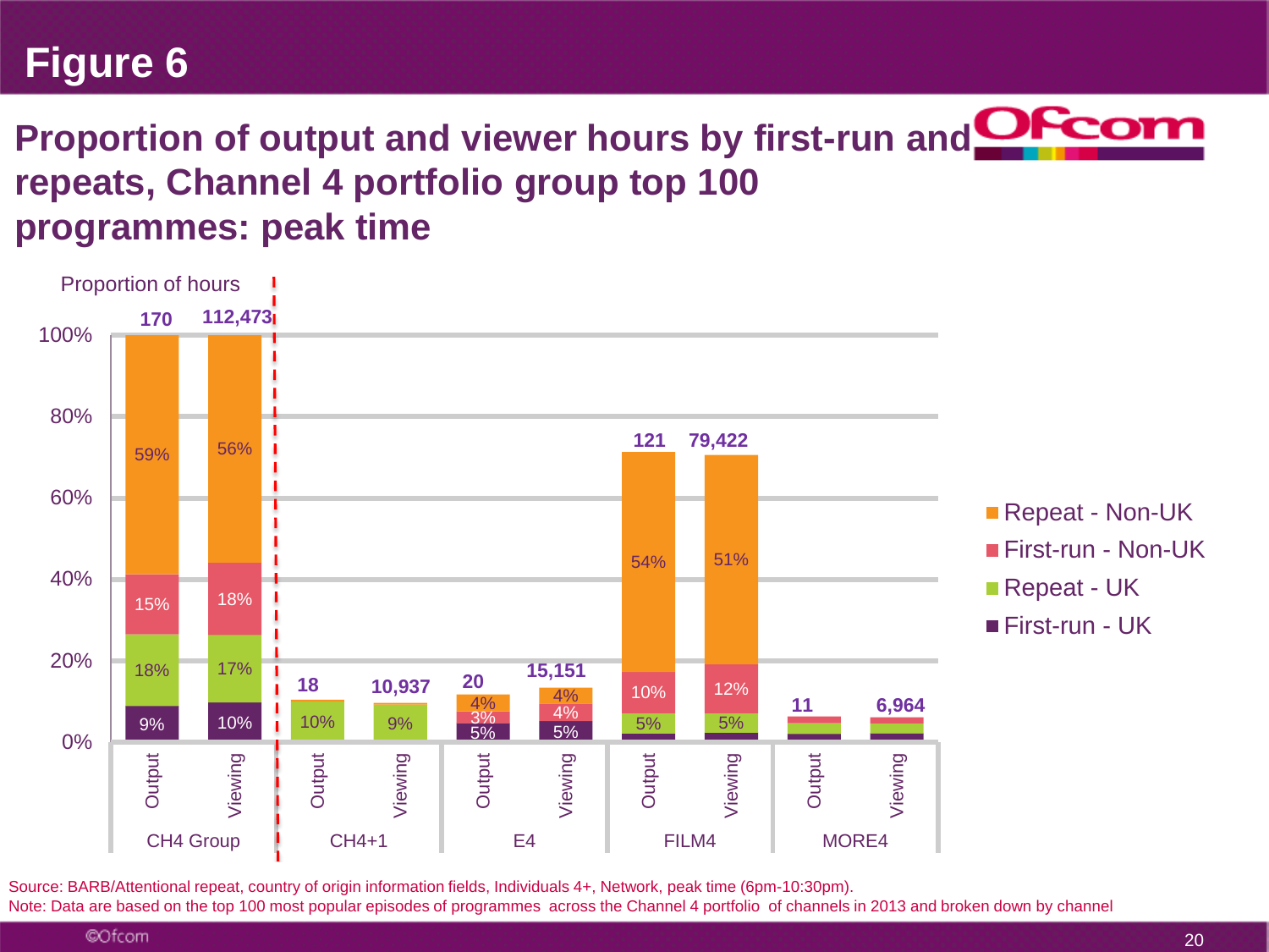# Figure 6

## Proportion of output and viewer hours by first-run and repeats, Channel 4 portfolio group top 100 programmes: peak time

Proportion of hours

| | CH4 Group Output | CH4 Group Viewing | CH4+1 Output | CH4+1 Viewing | E4 Output | E4 Viewing | FILM4 Output | FILM4 Viewing | MORE4 Output | MORE4 Viewing |
|---|---|---|---|---|---|---|---|---|---|---|
| Total | 170 | 112,473 | 18 | 10,937 | 20 | 15,151 | 121 | 79,422 | 11 | 6,964 |
| Repeat - Non-UK | 59% | 56% | | | 4% | 4% | 54% | 51% | | |
| First-run - Non-UK | 15% | 18% | | | 3% | 4% | 10% | 12% | | |
| Repeat - UK | 18% | 17% | 10% | 9% | | | 5% | 5% | | |
| First-run - UK | 9% | 10% | | | 5% | 5% | | | | |

Source: BARB/Attentional repeat, country of origin information fields, Individuals 4+, Network, peak time (6pm-10:30pm).
Note: Data are based on the top 100 most popular episodes of programmes across the Channel 4 portfolio of channels in 2013 and broken down by channel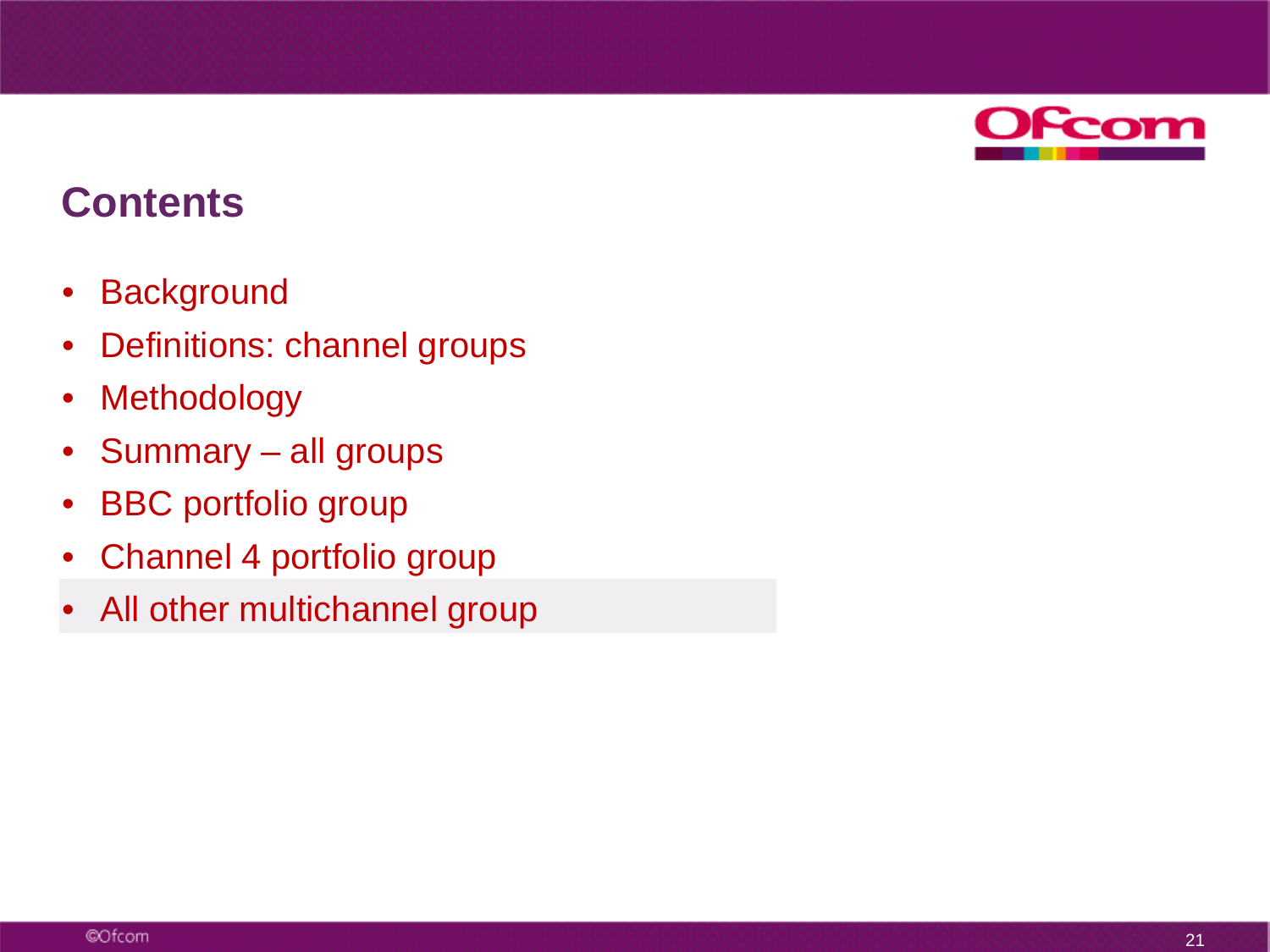## Contents

- Background
- Definitions: channel groups
- Methodology
- Summary – all groups
- BBC portfolio group
- Channel 4 portfolio group
- All other multichannel group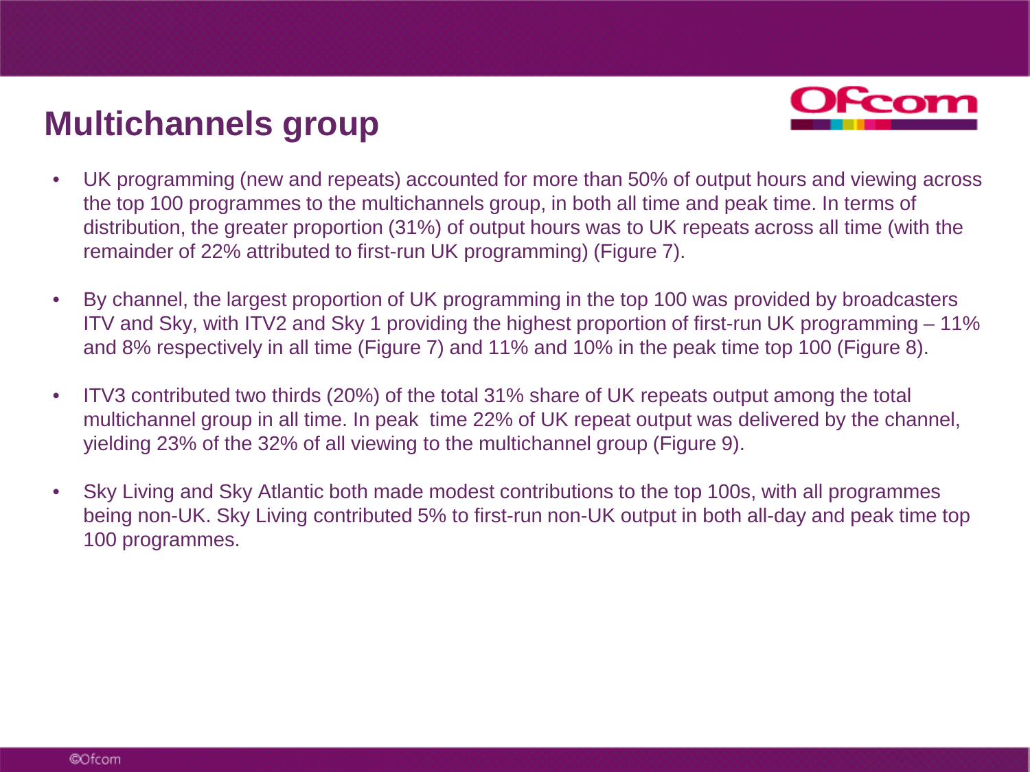# Multichannels group

- UK programming (new and repeats) accounted for more than 50% of output hours and viewing across the top 100 programmes to the multichannels group, in both all time and peak time. In terms of distribution, the greater proportion (31%) of output hours was to UK repeats across all time (with the remainder of 22% attributed to first-run UK programming) (Figure 7).

- By channel, the largest proportion of UK programming in the top 100 was provided by broadcasters ITV and Sky, with ITV2 and Sky 1 providing the highest proportion of first-run UK programming – 11% and 8% respectively in all time (Figure 7) and 11% and 10% in the peak time top 100 (Figure 8).

- ITV3 contributed two thirds (20%) of the total 31% share of UK repeats output among the total multichannel group in all time. In peak time 22% of UK repeat output was delivered by the channel, yielding 23% of the 32% of all viewing to the multichannel group (Figure 9).

- Sky Living and Sky Atlantic both made modest contributions to the top 100s, with all programmes being non-UK. Sky Living contributed 5% to first-run non-UK output in both all-day and peak time top 100 programmes.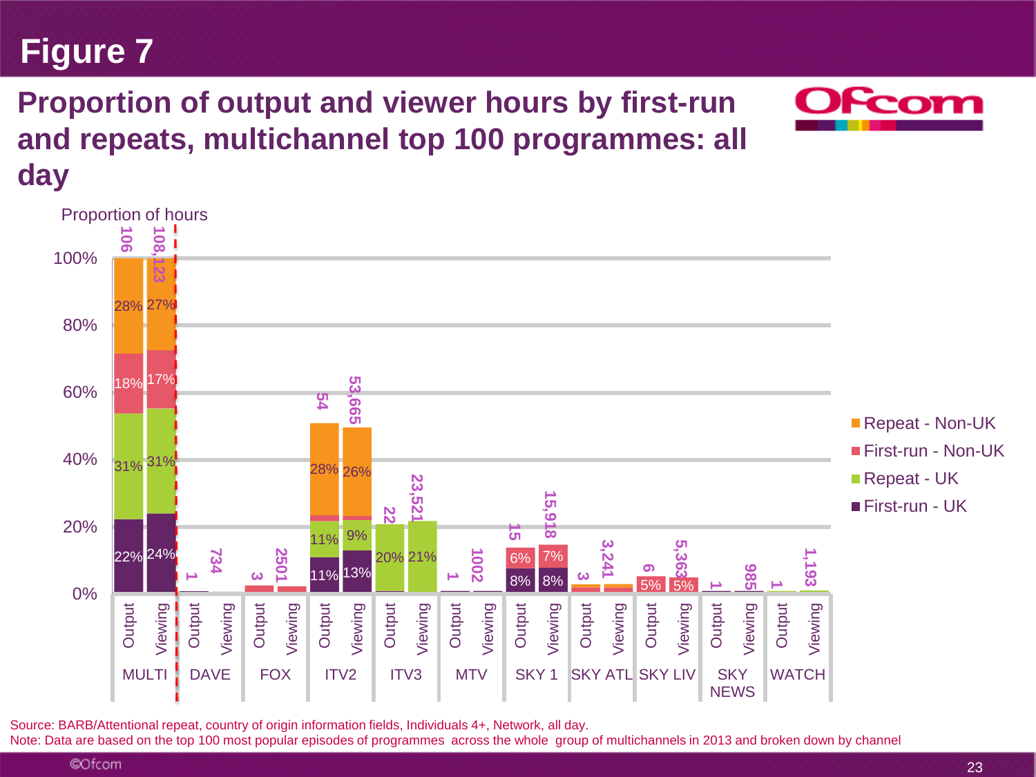# Figure 7

## Proportion of output and viewer hours by first-run and repeats, multichannel top 100 programmes: all day

Proportion of hours

| Channel | Measure | Total | First-run - UK | Repeat - UK | First-run - Non-UK | Repeat - Non-UK |
|---|---|---|---|---|---|---|
| MULTI | Output | 106 | 22% | 31% | 18% | 28% |
| MULTI | Viewing | 108,123 | 24% | 31% | 17% | 27% |
| DAVE | Output | 1 | | | | |
| DAVE | Viewing | 734 | | | | |
| FOX | Output | 3 | | | | |
| FOX | Viewing | 2501 | | | | |
| ITV2 | Output | 54 | 11% | 11% | | 28% |
| ITV2 | Viewing | 53,665 | 13% | 9% | | 26% |
| ITV3 | Output | 22 | | 20% | | |
| ITV3 | Viewing | 23,521 | | 21% | | |
| MTV | Output | 1 | | | | |
| MTV | Viewing | 1002 | | | | |
| SKY 1 | Output | 15 | 8% | | 6% | |
| SKY 1 | Viewing | 15,918 | 8% | | 7% | |
| SKY ATL | Output | 3 | | | | |
| SKY ATL | Viewing | 3,241 | | | | |
| SKY LIV | Output | 6 | | | 5% | |
| SKY LIV | Viewing | 5,363 | | | 5% | |
| SKY NEWS | Output | 1 | | | | |
| SKY NEWS | Viewing | 985 | | | | |
| WATCH | Output | 1 | | | | |
| WATCH | Viewing | 1,193 | | | | |

Source: BARB/Attentional repeat, country of origin information fields, Individuals 4+, Network, all day.
Note: Data are based on the top 100 most popular episodes of programmes across the whole group of multichannels in 2013 and broken down by channel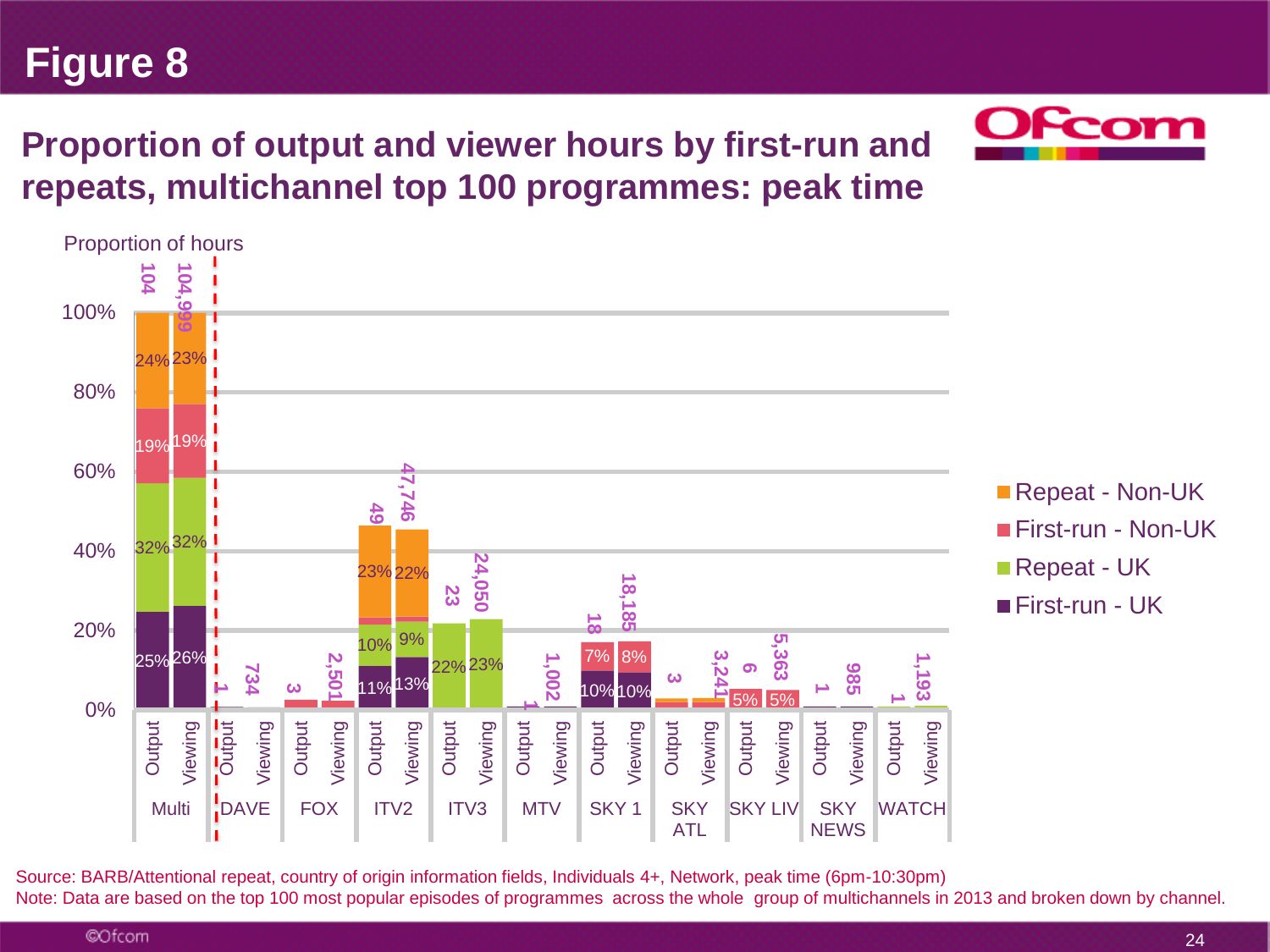# Figure 8

## Proportion of output and viewer hours by first-run and repeats, multichannel top 100 programmes: peak time

Proportion of hours

100%
80%
60%
40%
20%
0%

Repeat - Non-UK
First-run - Non-UK
Repeat - UK
First-run - UK

Multi: Output 104 (24%, 19%, 32%, 25%); Viewing 104,999 (23%, 19%, 32%, 26%)
DAVE: Output 1; Viewing 734
FOX: Output 3; Viewing 2,501
ITV2: Output 49 (23%, 10%, 11%); Viewing 47,746 (22%, 9%, 13%)
ITV3: Output 23 (22%); Viewing 24,050 (23%)
MTV: Output 1; Viewing 1,002
SKY 1: Output 18 (7%, 10%); Viewing 18,185 (8%, 10%)
SKY ATL: Output 3; Viewing 3,241
SKY LIV: Output 6 (5%); Viewing 5,363 (5%)
SKY NEWS: Output 1; Viewing 985
WATCH: Output 1; Viewing 1,193

Source: BARB/Attentional repeat, country of origin information fields, Individuals 4+, Network, peak time (6pm-10:30pm)
Note: Data are based on the top 100 most popular episodes of programmes across the whole group of multichannels in 2013 and broken down by channel.